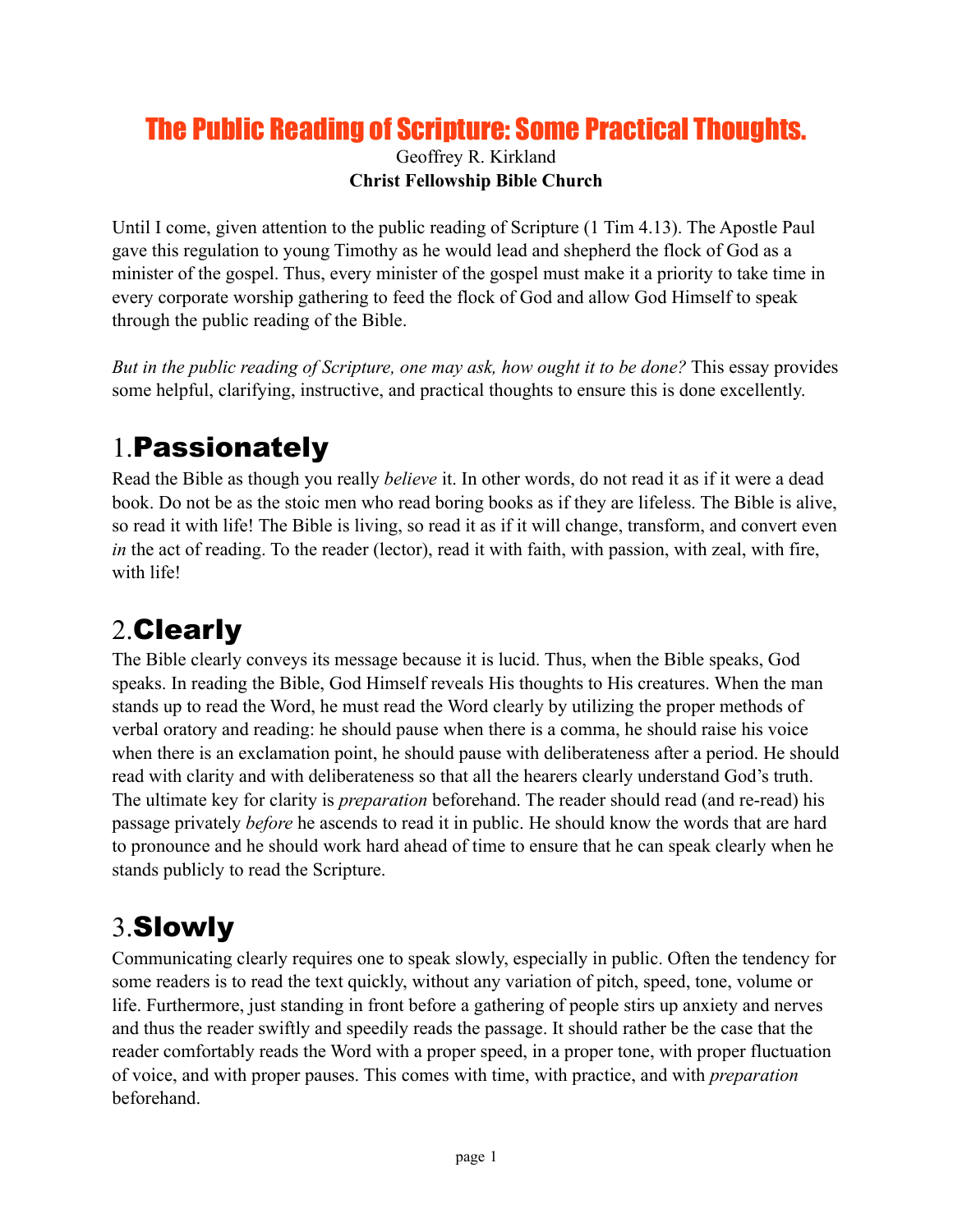# The Public Reading of Scripture: Some Practical Thoughts.

Geoffrey R. Kirkland

**Christ Fellowship Bible Church**

Until I come, given attention to the public reading of Scripture (1 Tim 4.13). The Apostle Paul gave this regulation to young Timothy as he would lead and shepherd the flock of God as a minister of the gospel. Thus, every minister of the gospel must make it a priority to take time in every corporate worship gathering to feed the flock of God and allow God Himself to speak through the public reading of the Bible.

*But in the public reading of Scripture, one may ask, how ought it to be done?* This essay provides some helpful, clarifying, instructive, and practical thoughts to ensure this is done excellently.

## 1. Passionately

Read the Bible as though you really *believe* it. In other words, do not read it as if it were a dead book. Do not be as the stoic men who read boring books as if they are lifeless. The Bible is alive, so read it with life! The Bible is living, so read it as if it will change, transform, and convert even *in* the act of reading. To the reader (lector), read it with faith, with passion, with zeal, with fire, with life!

## 2. Clearly

The Bible clearly conveys its message because it is lucid. Thus, when the Bible speaks, God speaks. In reading the Bible, God Himself reveals His thoughts to His creatures. When the man stands up to read the Word, he must read the Word clearly by utilizing the proper methods of verbal oratory and reading: he should pause when there is a comma, he should raise his voice when there is an exclamation point, he should pause with deliberateness after a period. He should read with clarity and with deliberateness so that all the hearers clearly understand God's truth. The ultimate key for clarity is *preparation* beforehand. The reader should read (and re-read) his passage privately *before* he ascends to read it in public. He should know the words that are hard to pronounce and he should work hard ahead of time to ensure that he can speak clearly when he stands publicly to read the Scripture.

## 3. Slowly

Communicating clearly requires one to speak slowly, especially in public. Often the tendency for some readers is to read the text quickly, without any variation of pitch, speed, tone, volume or life. Furthermore, just standing in front before a gathering of people stirs up anxiety and nerves and thus the reader swiftly and speedily reads the passage. It should rather be the case that the reader comfortably reads the Word with a proper speed, in a proper tone, with proper fluctuation of voice, and with proper pauses. This comes with time, with practice, and with *preparation* beforehand.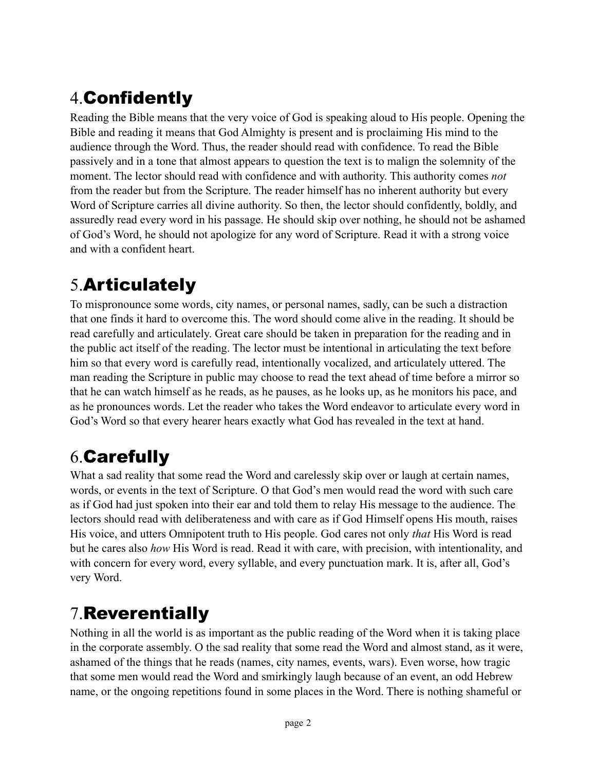## 4. Confidently

Reading the Bible means that the very voice of God is speaking aloud to His people. Opening the Bible and reading it means that God Almighty is present and is proclaiming His mind to the audience through the Word. Thus, the reader should read with confidence. To read the Bible passively and in a tone that almost appears to question the text is to malign the solemnity of the moment. The lector should read with confidence and with authority. This authority comes *not* from the reader but from the Scripture. The reader himself has no inherent authority but every Word of Scripture carries all divine authority. So then, the lector should confidently, boldly, and assuredly read every word in his passage. He should skip over nothing, he should not be ashamed of God's Word, he should not apologize for any word of Scripture. Read it with a strong voice and with a confident heart.

## 5. Articulately

To mispronounce some words, city names, or personal names, sadly, can be such a distraction that one finds it hard to overcome this. The word should come alive in the reading. It should be read carefully and articulately. Great care should be taken in preparation for the reading and in the public act itself of the reading. The lector must be intentional in articulating the text before him so that every word is carefully read, intentionally vocalized, and articulately uttered. The man reading the Scripture in public may choose to read the text ahead of time before a mirror so that he can watch himself as he reads, as he pauses, as he looks up, as he monitors his pace, and as he pronounces words. Let the reader who takes the Word endeavor to articulate every word in God's Word so that every hearer hears exactly what God has revealed in the text at hand.

## 6. Carefully

What a sad reality that some read the Word and carelessly skip over or laugh at certain names, words, or events in the text of Scripture. O that God's men would read the word with such care as if God had just spoken into their ear and told them to relay His message to the audience. The lectors should read with deliberateness and with care as if God Himself opens His mouth, raises His voice, and utters Omnipotent truth to His people. God cares not only *that* His Word is read but he cares also *how* His Word is read. Read it with care, with precision, with intentionality, and with concern for every word, every syllable, and every punctuation mark. It is, after all, God's very Word.

## 7. Reverentially

Nothing in all the world is as important as the public reading of the Word when it is taking place in the corporate assembly. O the sad reality that some read the Word and almost stand, as it were, ashamed of the things that he reads (names, city names, events, wars). Even worse, how tragic that some men would read the Word and smirkingly laugh because of an event, an odd Hebrew name, or the ongoing repetitions found in some places in the Word. There is nothing shameful or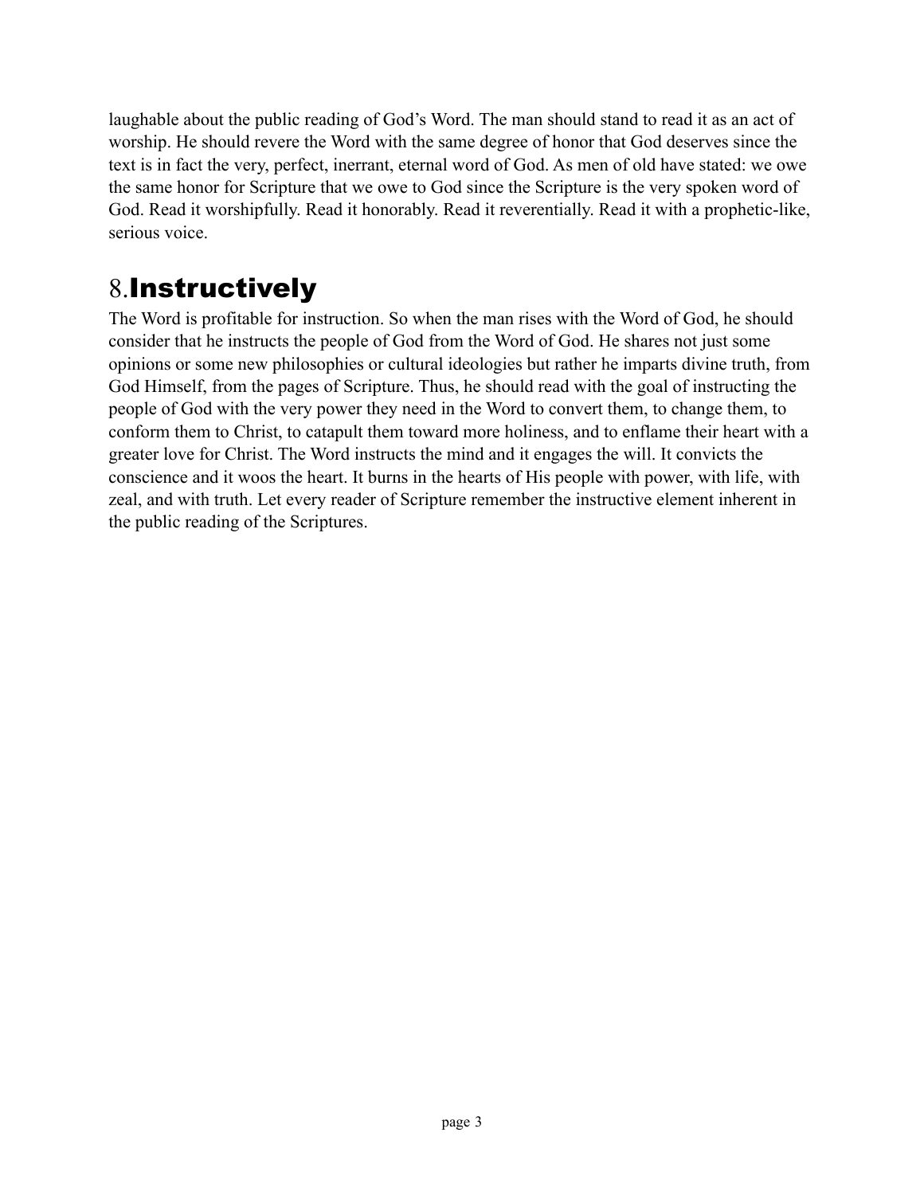laughable about the public reading of God's Word. The man should stand to read it as an act of worship. He should revere the Word with the same degree of honor that God deserves since the text is in fact the very, perfect, inerrant, eternal word of God. As men of old have stated: we owe the same honor for Scripture that we owe to God since the Scripture is the very spoken word of God. Read it worshipfully. Read it honorably. Read it reverentially. Read it with a prophetic-like, serious voice.

## 8. Instructively

The Word is profitable for instruction. So when the man rises with the Word of God, he should consider that he instructs the people of God from the Word of God. He shares not just some opinions or some new philosophies or cultural ideologies but rather he imparts divine truth, from God Himself, from the pages of Scripture. Thus, he should read with the goal of instructing the people of God with the very power they need in the Word to convert them, to change them, to conform them to Christ, to catapult them toward more holiness, and to enflame their heart with a greater love for Christ. The Word instructs the mind and it engages the will. It convicts the conscience and it woos the heart. It burns in the hearts of His people with power, with life, with zeal, and with truth. Let every reader of Scripture remember the instructive element inherent in the public reading of the Scriptures.